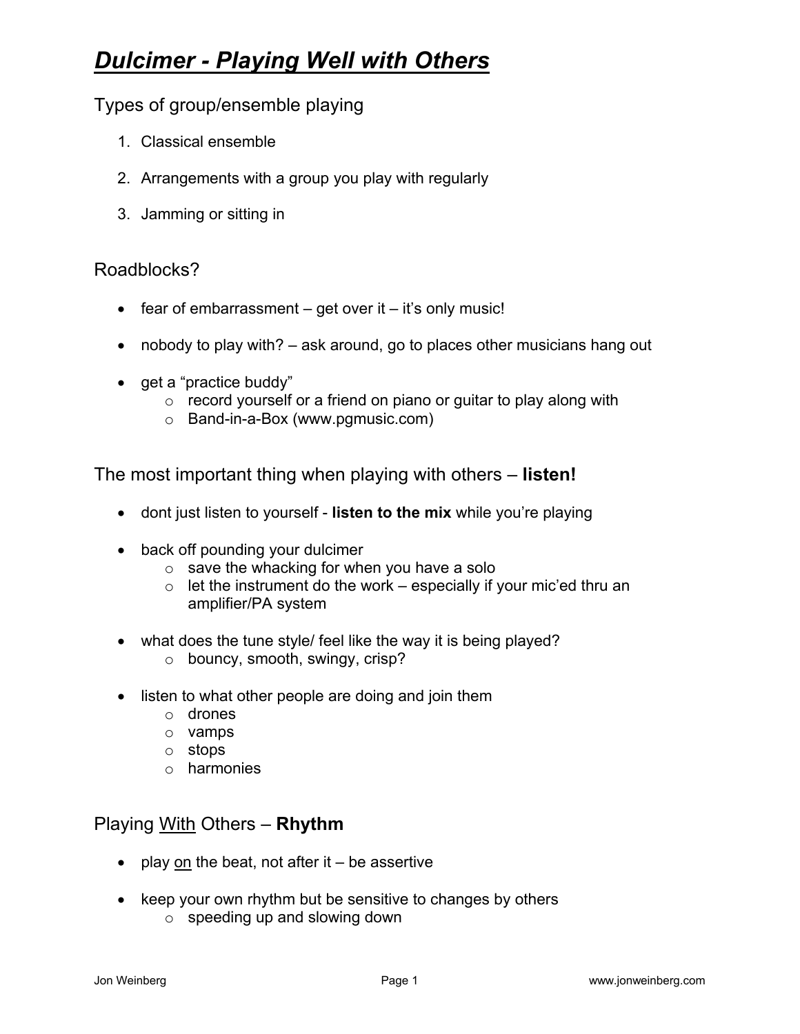# ***Dulcimer - Playing Well with Others***

## Types of group/ensemble playing

1. Classical ensemble
2. Arrangements with a group you play with regularly
3. Jamming or sitting in

## Roadblocks?

- fear of embarrassment – get over it – it's only music!
- nobody to play with? – ask around, go to places other musicians hang out
- get a "practice buddy"
  - record yourself or a friend on piano or guitar to play along with
  - Band-in-a-Box (www.pgmusic.com)

## The most important thing when playing with others – **listen!**

- dont just listen to yourself - **listen to the mix** while you're playing
- back off pounding your dulcimer
  - save the whacking for when you have a solo
  - let the instrument do the work – especially if your mic'ed thru an amplifier/PA system
- what does the tune style/ feel like the way it is being played?
  - bouncy, smooth, swingy, crisp?
- listen to what other people are doing and join them
  - drones
  - vamps
  - stops
  - harmonies

## Playing <u>With</u> Others – **Rhythm**

- play <u>on</u> the beat, not after it – be assertive
- keep your own rhythm but be sensitive to changes by others
  - speeding up and slowing down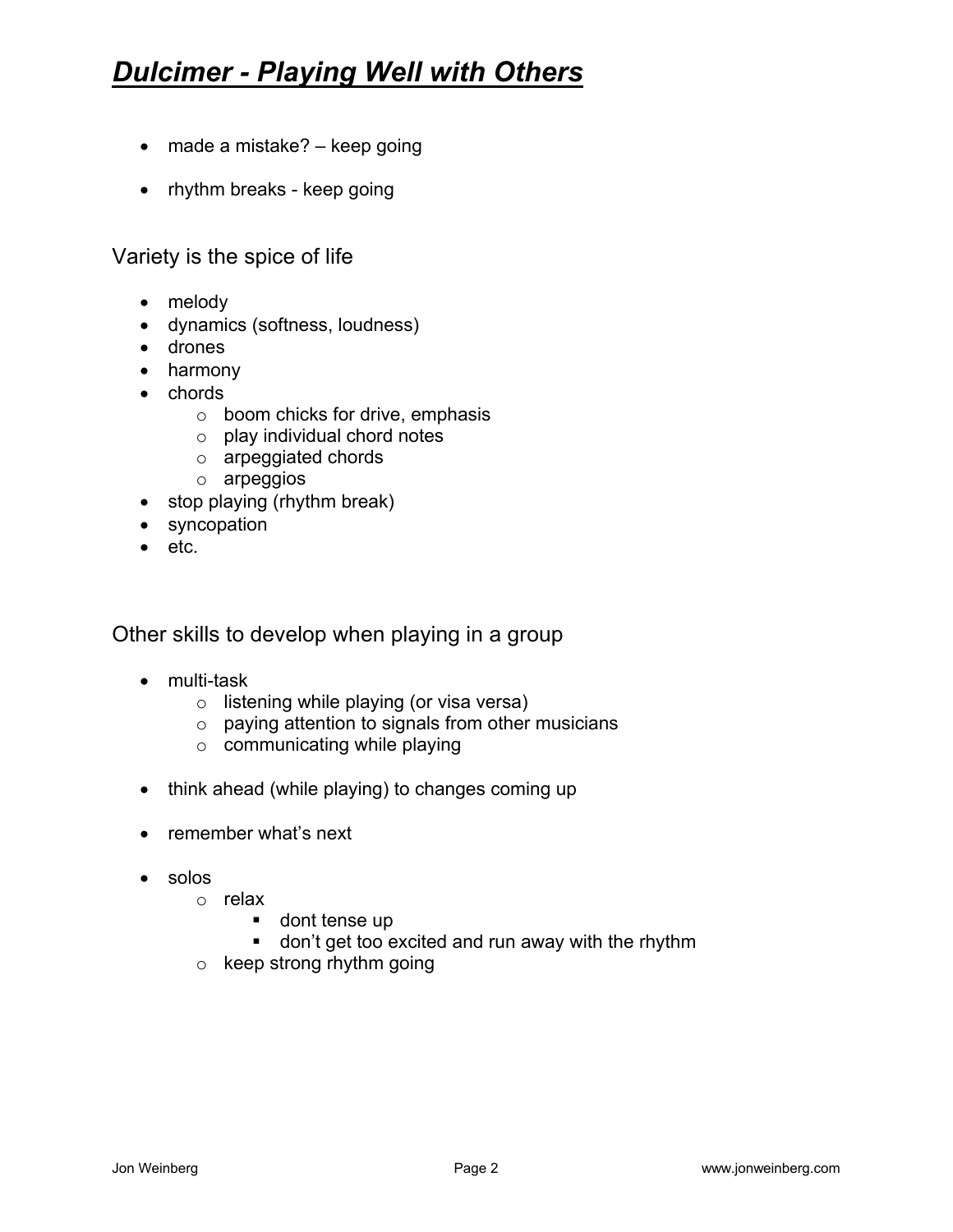# ***Dulcimer - Playing Well with Others***

- made a mistake? – keep going
- rhythm breaks - keep going

## Variety is the spice of life

- melody
- dynamics (softness, loudness)
- drones
- harmony
- chords
    - boom chicks for drive, emphasis
    - play individual chord notes
    - arpeggiated chords
    - arpeggios
- stop playing (rhythm break)
- syncopation
- etc.

## Other skills to develop when playing in a group

- multi-task
    - listening while playing (or visa versa)
    - paying attention to signals from other musicians
    - communicating while playing
- think ahead (while playing) to changes coming up
- remember what's next
- solos
    - relax
        - dont tense up
        - don't get too excited and run away with the rhythm
    - keep strong rhythm going